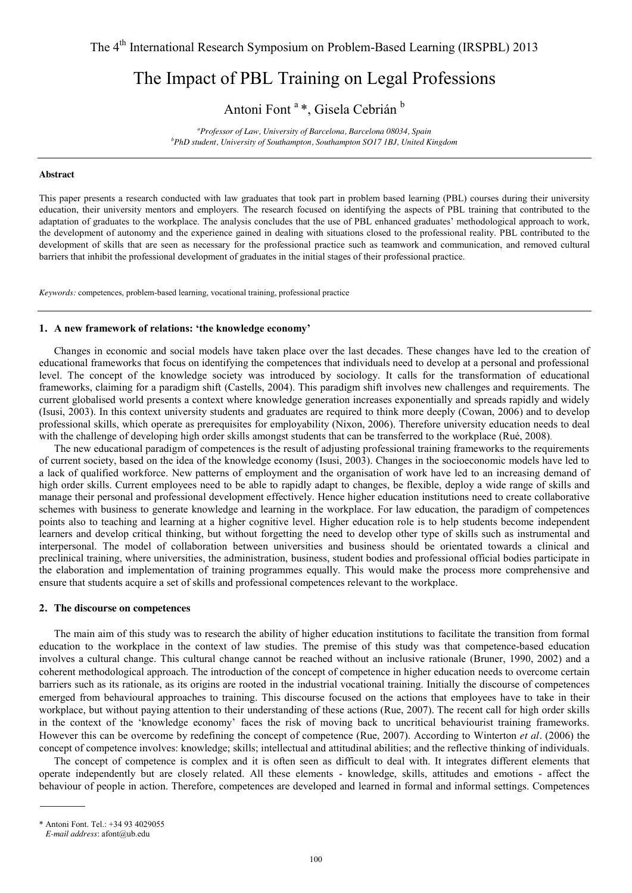The 4th International Research Symposium on Problem-Based Learning (IRSPBL) 2013

# The Impact of PBL Training on Legal Professions

Antoni Font [a] *, Gisela Cebrián [b]

[a] *Professor of Law, University of Barcelona, Barcelona 08034, Spain*
[b] *PhD student, University of Southampton, Southampton SO17 1BJ, United Kingdom*

---

**Abstract**

This paper presents a research conducted with law graduates that took part in problem based learning (PBL) courses during their university education, their university mentors and employers. The research focused on identifying the aspects of PBL training that contributed to the adaptation of graduates to the workplace. The analysis concludes that the use of PBL enhanced graduates' methodological approach to work, the development of autonomy and the experience gained in dealing with situations closed to the professional reality. PBL contributed to the development of skills that are seen as necessary for the professional practice such as teamwork and communication, and removed cultural barriers that inhibit the professional development of graduates in the initial stages of their professional practice.

*Keywords:* competences, problem-based learning, vocational training, professional practice

---

## 1. A new framework of relations: 'the knowledge economy'

Changes in economic and social models have taken place over the last decades. These changes have led to the creation of educational frameworks that focus on identifying the competences that individuals need to develop at a personal and professional level. The concept of the knowledge society was introduced by sociology. It calls for the transformation of educational frameworks, claiming for a paradigm shift (Castells, 2004). This paradigm shift involves new challenges and requirements. The current globalised world presents a context where knowledge generation increases exponentially and spreads rapidly and widely (Isusi, 2003). In this context university students and graduates are required to think more deeply (Cowan, 2006) and to develop professional skills, which operate as prerequisites for employability (Nixon, 2006). Therefore university education needs to deal with the challenge of developing high order skills amongst students that can be transferred to the workplace (Rué, 2008).

The new educational paradigm of competences is the result of adjusting professional training frameworks to the requirements of current society, based on the idea of the knowledge economy (Isusi, 2003). Changes in the socioeconomic models have led to a lack of qualified workforce. New patterns of employment and the organisation of work have led to an increasing demand of high order skills. Current employees need to be able to rapidly adapt to changes, be flexible, deploy a wide range of skills and manage their personal and professional development effectively. Hence higher education institutions need to create collaborative schemes with business to generate knowledge and learning in the workplace. For law education, the paradigm of competences points also to teaching and learning at a higher cognitive level. Higher education role is to help students become independent learners and develop critical thinking, but without forgetting the need to develop other type of skills such as instrumental and interpersonal. The model of collaboration between universities and business should be orientated towards a clinical and preclinical training, where universities, the administration, business, student bodies and professional official bodies participate in the elaboration and implementation of training programmes equally. This would make the process more comprehensive and ensure that students acquire a set of skills and professional competences relevant to the workplace.

## 2. The discourse on competences

The main aim of this study was to research the ability of higher education institutions to facilitate the transition from formal education to the workplace in the context of law studies. The premise of this study was that competence-based education involves a cultural change. This cultural change cannot be reached without an inclusive rationale (Bruner, 1990, 2002) and a coherent methodological approach. The introduction of the concept of competence in higher education needs to overcome certain barriers such as its rationale, as its origins are rooted in the industrial vocational training. Initially the discourse of competences emerged from behavioural approaches to training. This discourse focused on the actions that employees have to take in their workplace, but without paying attention to their understanding of these actions (Rue, 2007). The recent call for high order skills in the context of the 'knowledge economy' faces the risk of moving back to uncritical behaviourist training frameworks. However this can be overcome by redefining the concept of competence (Rue, 2007). According to Winterton *et al*. (2006) the concept of competence involves: knowledge; skills; intellectual and attitudinal abilities; and the reflective thinking of individuals.

The concept of competence is complex and it is often seen as difficult to deal with. It integrates different elements that operate independently but are closely related. All these elements - knowledge, skills, attitudes and emotions - affect the behaviour of people in action. Therefore, competences are developed and learned in formal and informal settings. Competences

---

\* Antoni Font. Tel.: +34 93 4029055
*E-mail address*: afont@ub.edu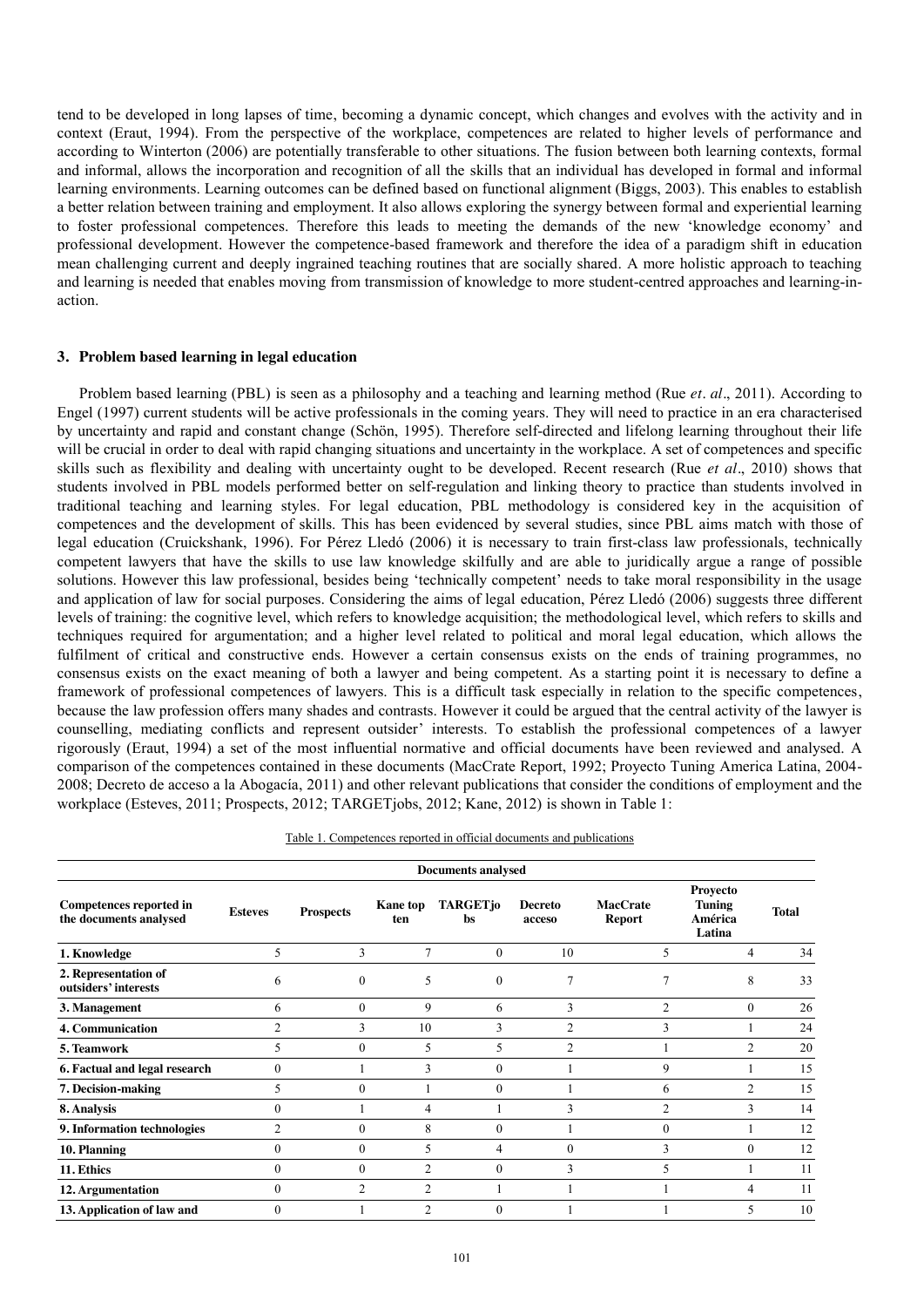tend to be developed in long lapses of time, becoming a dynamic concept, which changes and evolves with the activity and in context (Eraut, 1994). From the perspective of the workplace, competences are related to higher levels of performance and according to Winterton (2006) are potentially transferable to other situations. The fusion between both learning contexts, formal and informal, allows the incorporation and recognition of all the skills that an individual has developed in formal and informal learning environments. Learning outcomes can be defined based on functional alignment (Biggs, 2003). This enables to establish a better relation between training and employment. It also allows exploring the synergy between formal and experiential learning to foster professional competences. Therefore this leads to meeting the demands of the new 'knowledge economy' and professional development. However the competence-based framework and therefore the idea of a paradigm shift in education mean challenging current and deeply ingrained teaching routines that are socially shared. A more holistic approach to teaching and learning is needed that enables moving from transmission of knowledge to more student-centred approaches and learning-in-action.

## 3. Problem based learning in legal education

Problem based learning (PBL) is seen as a philosophy and a teaching and learning method (Rue *et*. *al*., 2011). According to Engel (1997) current students will be active professionals in the coming years. They will need to practice in an era characterised by uncertainty and rapid and constant change (Schön, 1995). Therefore self-directed and lifelong learning throughout their life will be crucial in order to deal with rapid changing situations and uncertainty in the workplace. A set of competences and specific skills such as flexibility and dealing with uncertainty ought to be developed. Recent research (Rue *et al*., 2010) shows that students involved in PBL models performed better on self-regulation and linking theory to practice than students involved in traditional teaching and learning styles. For legal education, PBL methodology is considered key in the acquisition of competences and the development of skills. This has been evidenced by several studies, since PBL aims match with those of legal education (Cruickshank, 1996). For Pérez Lledó (2006) it is necessary to train first-class law professionals, technically competent lawyers that have the skills to use law knowledge skilfully and are able to juridically argue a range of possible solutions. However this law professional, besides being 'technically competent' needs to take moral responsibility in the usage and application of law for social purposes. Considering the aims of legal education, Pérez Lledó (2006) suggests three different levels of training: the cognitive level, which refers to knowledge acquisition; the methodological level, which refers to skills and techniques required for argumentation; and a higher level related to political and moral legal education, which allows the fulfilment of critical and constructive ends. However a certain consensus exists on the ends of training programmes, no consensus exists on the exact meaning of both a lawyer and being competent. As a starting point it is necessary to define a framework of professional competences of lawyers. This is a difficult task especially in relation to the specific competences, because the law profession offers many shades and contrasts. However it could be argued that the central activity of the lawyer is counselling, mediating conflicts and represent outsider' interests. To establish the professional competences of a lawyer rigorously (Eraut, 1994) a set of the most influential normative and official documents have been reviewed and analysed. A comparison of the competences contained in these documents (MacCrate Report, 1992; Proyecto Tuning America Latina, 2004-2008; Decreto de acceso a la Abogacía, 2011) and other relevant publications that consider the conditions of employment and the workplace (Esteves, 2011; Prospects, 2012; TARGETjobs, 2012; Kane, 2012) is shown in Table 1:

Table 1. Competences reported in official documents and publications

| | Documents analysed | | | | | | | |
|---|---|---|---|---|---|---|---|---|
| **Competences reported in the documents analysed** | **Esteves** | **Prospects** | **Kane top ten** | **TARGETjobs** | **Decreto acceso** | **MacCrate Report** | **Proyecto Tuning América Latina** | **Total** |
| **1. Knowledge** | 5 | 3 | 7 | 0 | 10 | 5 | 4 | 34 |
| **2. Representation of outsiders' interests** | 6 | 0 | 5 | 0 | 7 | 7 | 8 | 33 |
| **3. Management** | 6 | 0 | 9 | 6 | 3 | 2 | 0 | 26 |
| **4. Communication** | 2 | 3 | 10 | 3 | 2 | 3 | 1 | 24 |
| **5. Teamwork** | 5 | 0 | 5 | 5 | 2 | 1 | 2 | 20 |
| **6. Factual and legal research** | 0 | 1 | 3 | 0 | 1 | 9 | 1 | 15 |
| **7. Decision-making** | 5 | 0 | 1 | 0 | 1 | 6 | 2 | 15 |
| **8. Analysis** | 0 | 1 | 4 | 1 | 3 | 2 | 3 | 14 |
| **9. Information technologies** | 2 | 0 | 8 | 0 | 1 | 0 | 1 | 12 |
| **10. Planning** | 0 | 0 | 5 | 4 | 0 | 3 | 0 | 12 |
| **11. Ethics** | 0 | 0 | 2 | 0 | 3 | 5 | 1 | 11 |
| **12. Argumentation** | 0 | 2 | 2 | 1 | 1 | 1 | 4 | 11 |
| **13. Application of law and** | 0 | 1 | 2 | 0 | 1 | 1 | 5 | 10 |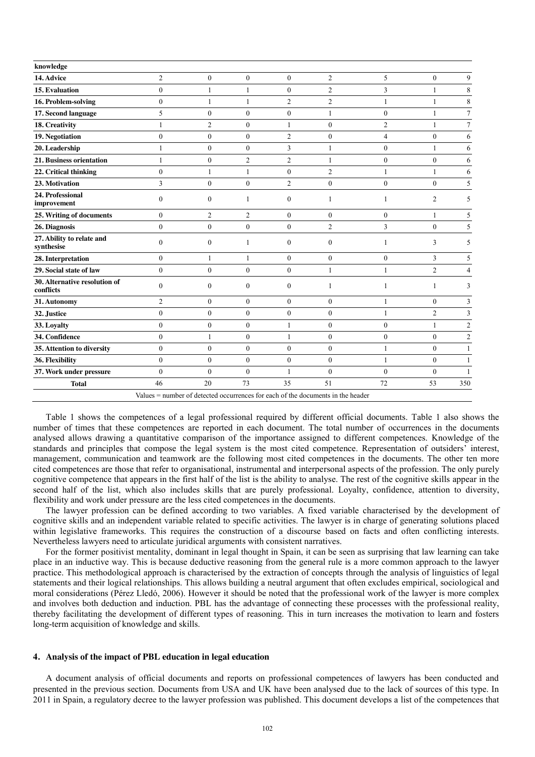| | | | | | | | | |
|---|---|---|---|---|---|---|---|---|
| **knowledge** | | | | | | | | |
| **14. Advice** | 2 | 0 | 0 | 0 | 2 | 5 | 0 | 9 |
| **15. Evaluation** | 0 | 1 | 1 | 0 | 2 | 3 | 1 | 8 |
| **16. Problem-solving** | 0 | 1 | 1 | 2 | 2 | 1 | 1 | 8 |
| **17. Second language** | 5 | 0 | 0 | 0 | 1 | 0 | 1 | 7 |
| **18. Creativity** | 1 | 2 | 0 | 1 | 0 | 2 | 1 | 7 |
| **19. Negotiation** | 0 | 0 | 0 | 2 | 0 | 4 | 0 | 6 |
| **20. Leadership** | 1 | 0 | 0 | 3 | 1 | 0 | 1 | 6 |
| **21. Business orientation** | 1 | 0 | 2 | 2 | 1 | 0 | 0 | 6 |
| **22. Critical thinking** | 0 | 1 | 1 | 0 | 2 | 1 | 1 | 6 |
| **23. Motivation** | 3 | 0 | 0 | 2 | 0 | 0 | 0 | 5 |
| **24. Professional improvement** | 0 | 0 | 1 | 0 | 1 | 1 | 2 | 5 |
| **25. Writing of documents** | 0 | 2 | 2 | 0 | 0 | 0 | 1 | 5 |
| **26. Diagnosis** | 0 | 0 | 0 | 0 | 2 | 3 | 0 | 5 |
| **27. Ability to relate and synthesise** | 0 | 0 | 1 | 0 | 0 | 1 | 3 | 5 |
| **28. Interpretation** | 0 | 1 | 1 | 0 | 0 | 0 | 3 | 5 |
| **29. Social state of law** | 0 | 0 | 0 | 0 | 1 | 1 | 2 | 4 |
| **30. Alternative resolution of conflicts** | 0 | 0 | 0 | 0 | 1 | 1 | 1 | 3 |
| **31. Autonomy** | 2 | 0 | 0 | 0 | 0 | 1 | 0 | 3 |
| **32. Justice** | 0 | 0 | 0 | 0 | 0 | 1 | 2 | 3 |
| **33. Loyalty** | 0 | 0 | 0 | 1 | 0 | 0 | 1 | 2 |
| **34. Confidence** | 0 | 1 | 0 | 1 | 0 | 0 | 0 | 2 |
| **35. Attention to diversity** | 0 | 0 | 0 | 0 | 0 | 1 | 0 | 1 |
| **36. Flexibility** | 0 | 0 | 0 | 0 | 0 | 1 | 0 | 1 |
| **37. Work under pressure** | 0 | 0 | 0 | 1 | 0 | 0 | 0 | 1 |
| **Total** | 46 | 20 | 73 | 35 | 51 | 72 | 53 | 350 |

Values = number of detected occurrences for each of the documents in the header

Table 1 shows the competences of a legal professional required by different official documents. Table 1 also shows the number of times that these competences are reported in each document. The total number of occurrences in the documents analysed allows drawing a quantitative comparison of the importance assigned to different competences. Knowledge of the standards and principles that compose the legal system is the most cited competence. Representation of outsiders' interest, management, communication and teamwork are the following most cited competences in the documents. The other ten more cited competences are those that refer to organisational, instrumental and interpersonal aspects of the profession. The only purely cognitive competence that appears in the first half of the list is the ability to analyse. The rest of the cognitive skills appear in the second half of the list, which also includes skills that are purely professional. Loyalty, confidence, attention to diversity, flexibility and work under pressure are the less cited competences in the documents.

The lawyer profession can be defined according to two variables. A fixed variable characterised by the development of cognitive skills and an independent variable related to specific activities. The lawyer is in charge of generating solutions placed within legislative frameworks. This requires the construction of a discourse based on facts and often conflicting interests. Nevertheless lawyers need to articulate juridical arguments with consistent narratives.

For the former positivist mentality, dominant in legal thought in Spain, it can be seen as surprising that law learning can take place in an inductive way. This is because deductive reasoning from the general rule is a more common approach to the lawyer practice. This methodological approach is characterised by the extraction of concepts through the analysis of linguistics of legal statements and their logical relationships. This allows building a neutral argument that often excludes empirical, sociological and moral considerations (Pérez Lledó, 2006). However it should be noted that the professional work of the lawyer is more complex and involves both deduction and induction. PBL has the advantage of connecting these processes with the professional reality, thereby facilitating the development of different types of reasoning. This in turn increases the motivation to learn and fosters long-term acquisition of knowledge and skills.

## 4. Analysis of the impact of PBL education in legal education

A document analysis of official documents and reports on professional competences of lawyers has been conducted and presented in the previous section. Documents from USA and UK have been analysed due to the lack of sources of this type. In 2011 in Spain, a regulatory decree to the lawyer profession was published. This document develops a list of the competences that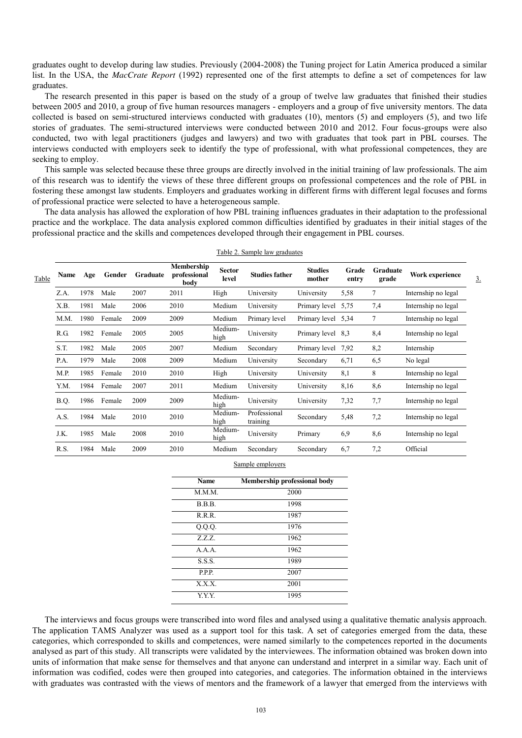graduates ought to develop during law studies. Previously (2004-2008) the Tuning project for Latin America produced a similar list. In the USA, the *MacCrate Report* (1992) represented one of the first attempts to define a set of competences for law graduates.

The research presented in this paper is based on the study of a group of twelve law graduates that finished their studies between 2005 and 2010, a group of five human resources managers - employers and a group of five university mentors. The data collected is based on semi-structured interviews conducted with graduates (10), mentors (5) and employers (5), and two life stories of graduates. The semi-structured interviews were conducted between 2010 and 2012. Four focus-groups were also conducted, two with legal practitioners (judges and lawyers) and two with graduates that took part in PBL courses. The interviews conducted with employers seek to identify the type of professional, with what professional competences, they are seeking to employ.

This sample was selected because these three groups are directly involved in the initial training of law professionals. The aim of this research was to identify the views of these three different groups on professional competences and the role of PBL in fostering these amongst law students. Employers and graduates working in different firms with different legal focuses and forms of professional practice were selected to have a heterogeneous sample.

The data analysis has allowed the exploration of how PBL training influences graduates in their adaptation to the professional practice and the workplace. The data analysis explored common difficulties identified by graduates in their initial stages of the professional practice and the skills and competences developed through their engagement in PBL courses.

Table 2. Sample law graduates

Table 3.

| Name | Age | Gender | Graduate | Membership professional body | Sector level | Studies father | Studies mother | Grade entry | Graduate grade | Work experience |
|---|---|---|---|---|---|---|---|---|---|---|
| Z.A. | 1978 | Male | 2007 | 2011 | High | University | University | 5,58 | 7 | Internship no legal |
| X.B. | 1981 | Male | 2006 | 2010 | Medium | University | Primary level | 5,75 | 7,4 | Internship no legal |
| M.M. | 1980 | Female | 2009 | 2009 | Medium | Primary level | Primary level | 5,34 | 7 | Internship no legal |
| R.G. | 1982 | Female | 2005 | 2005 | Medium-high | University | Primary level | 8,3 | 8,4 | Internship no legal |
| S.T. | 1982 | Male | 2005 | 2007 | Medium | Secondary | Primary level | 7,92 | 8,2 | Internship |
| P.A. | 1979 | Male | 2008 | 2009 | Medium | University | Secondary | 6,71 | 6,5 | No legal |
| M.P. | 1985 | Female | 2010 | 2010 | High | University | University | 8,1 | 8 | Internship no legal |
| Y.M. | 1984 | Female | 2007 | 2011 | Medium | University | University | 8,16 | 8,6 | Internship no legal |
| B.Q. | 1986 | Female | 2009 | 2009 | Medium-high | University | University | 7,32 | 7,7 | Internship no legal |
| A.S. | 1984 | Male | 2010 | 2010 | Medium-high | Professional training | Secondary | 5,48 | 7,2 | Internship no legal |
| J.K. | 1985 | Male | 2008 | 2010 | Medium-high | University | Primary | 6,9 | 8,6 | Internship no legal |
| R.S. | 1984 | Male | 2009 | 2010 | Medium | Secondary | Secondary | 6,7 | 7,2 | Official |

Sample employers

| Name | Membership professional body |
|---|---|
| M.M.M. | 2000 |
| B.B.B. | 1998 |
| R.R.R. | 1987 |
| Q.Q.Q. | 1976 |
| Z.Z.Z. | 1962 |
| A.A.A. | 1962 |
| S.S.S. | 1989 |
| P.P.P. | 2007 |
| X.X.X. | 2001 |
| Y.Y.Y. | 1995 |

The interviews and focus groups were transcribed into word files and analysed using a qualitative thematic analysis approach. The application TAMS Analyzer was used as a support tool for this task. A set of categories emerged from the data, these categories, which corresponded to skills and competences, were named similarly to the competences reported in the documents analysed as part of this study. All transcripts were validated by the interviewees. The information obtained was broken down into units of information that make sense for themselves and that anyone can understand and interpret in a similar way. Each unit of information was codified, codes were then grouped into categories, and categories. The information obtained in the interviews with graduates was contrasted with the views of mentors and the framework of a lawyer that emerged from the interviews with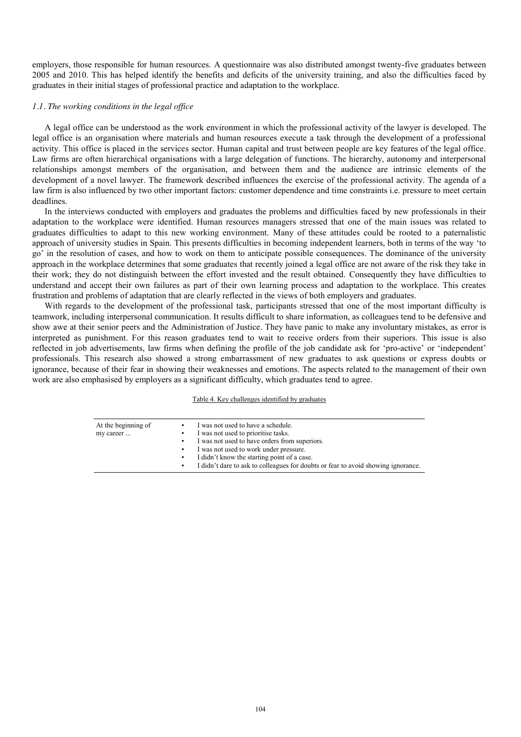employers, those responsible for human resources. A questionnaire was also distributed amongst twenty-five graduates between 2005 and 2010. This has helped identify the benefits and deficits of the university training, and also the difficulties faced by graduates in their initial stages of professional practice and adaptation to the workplace.

### *1.1. The working conditions in the legal office*

A legal office can be understood as the work environment in which the professional activity of the lawyer is developed. The legal office is an organisation where materials and human resources execute a task through the development of a professional activity. This office is placed in the services sector. Human capital and trust between people are key features of the legal office. Law firms are often hierarchical organisations with a large delegation of functions. The hierarchy, autonomy and interpersonal relationships amongst members of the organisation, and between them and the audience are intrinsic elements of the development of a novel lawyer. The framework described influences the exercise of the professional activity. The agenda of a law firm is also influenced by two other important factors: customer dependence and time constraints i.e. pressure to meet certain deadlines.

In the interviews conducted with employers and graduates the problems and difficulties faced by new professionals in their adaptation to the workplace were identified. Human resources managers stressed that one of the main issues was related to graduates difficulties to adapt to this new working environment. Many of these attitudes could be rooted to a paternalistic approach of university studies in Spain. This presents difficulties in becoming independent learners, both in terms of the way 'to go' in the resolution of cases, and how to work on them to anticipate possible consequences. The dominance of the university approach in the workplace determines that some graduates that recently joined a legal office are not aware of the risk they take in their work; they do not distinguish between the effort invested and the result obtained. Consequently they have difficulties to understand and accept their own failures as part of their own learning process and adaptation to the workplace. This creates frustration and problems of adaptation that are clearly reflected in the views of both employers and graduates.

With regards to the development of the professional task, participants stressed that one of the most important difficulty is teamwork, including interpersonal communication. It results difficult to share information, as colleagues tend to be defensive and show awe at their senior peers and the Administration of Justice. They have panic to make any involuntary mistakes, as error is interpreted as punishment. For this reason graduates tend to wait to receive orders from their superiors. This issue is also reflected in job advertisements, law firms when defining the profile of the job candidate ask for 'pro-active' or 'independent' professionals. This research also showed a strong embarrassment of new graduates to ask questions or express doubts or ignorance, because of their fear in showing their weaknesses and emotions. The aspects related to the management of their own work are also emphasised by employers as a significant difficulty, which graduates tend to agree.

Table 4. Key challenges identified by graduates

| | |
|---|---|
| At the beginning of my career ... | ▪ I was not used to have a schedule.<br>▪ I was not used to prioritise tasks.<br>▪ I was not used to have orders from superiors.<br>▪ I was not used to work under pressure.<br>▪ I didn't know the starting point of a case.<br>▪ I didn't dare to ask to colleagues for doubts or fear to avoid showing ignorance. |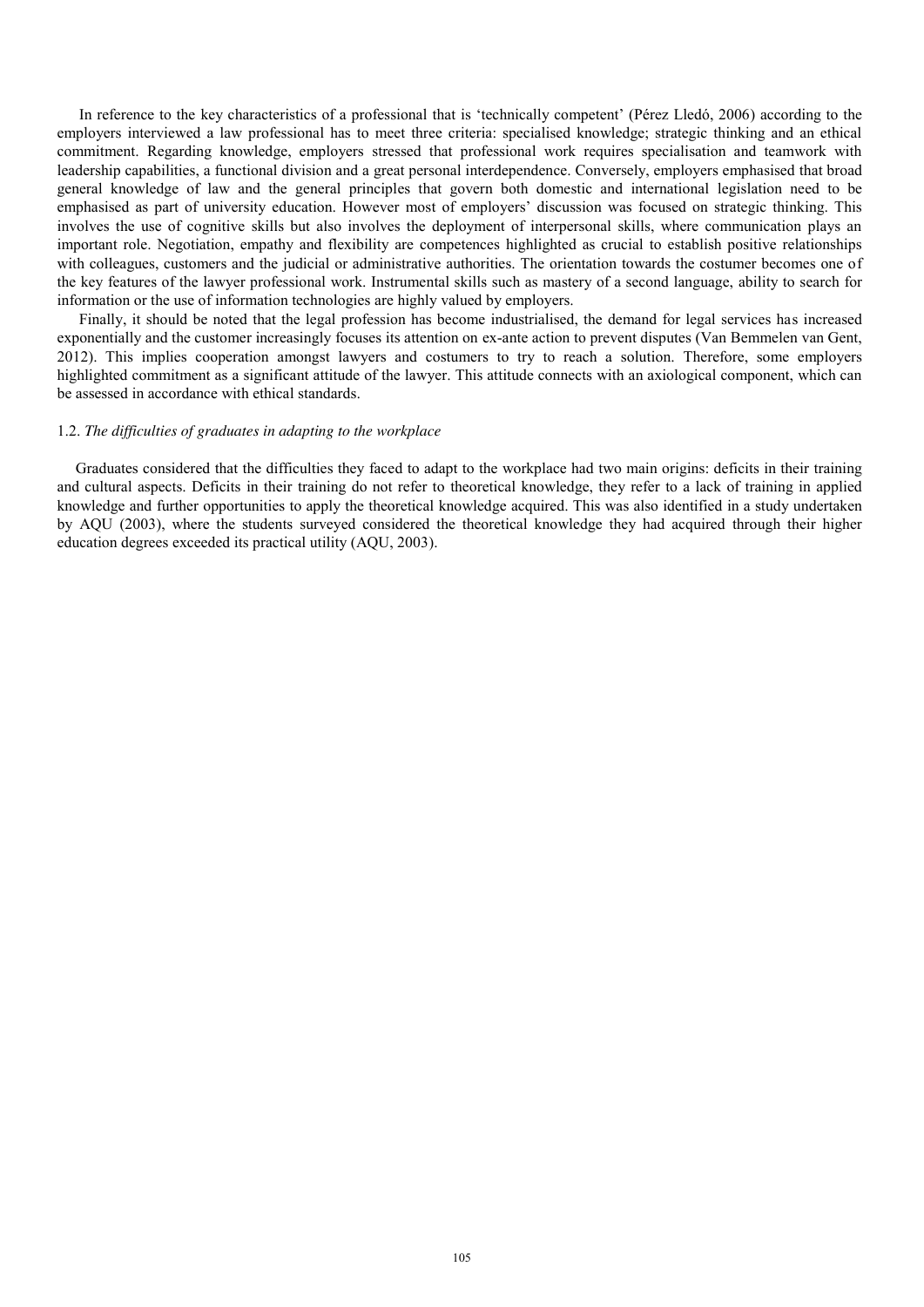In reference to the key characteristics of a professional that is 'technically competent' (Pérez Lledó, 2006) according to the employers interviewed a law professional has to meet three criteria: specialised knowledge; strategic thinking and an ethical commitment. Regarding knowledge, employers stressed that professional work requires specialisation and teamwork with leadership capabilities, a functional division and a great personal interdependence. Conversely, employers emphasised that broad general knowledge of law and the general principles that govern both domestic and international legislation need to be emphasised as part of university education. However most of employers' discussion was focused on strategic thinking. This involves the use of cognitive skills but also involves the deployment of interpersonal skills, where communication plays an important role. Negotiation, empathy and flexibility are competences highlighted as crucial to establish positive relationships with colleagues, customers and the judicial or administrative authorities. The orientation towards the costumer becomes one of the key features of the lawyer professional work. Instrumental skills such as mastery of a second language, ability to search for information or the use of information technologies are highly valued by employers.

Finally, it should be noted that the legal profession has become industrialised, the demand for legal services has increased exponentially and the customer increasingly focuses its attention on ex-ante action to prevent disputes (Van Bemmelen van Gent, 2012). This implies cooperation amongst lawyers and costumers to try to reach a solution. Therefore, some employers highlighted commitment as a significant attitude of the lawyer. This attitude connects with an axiological component, which can be assessed in accordance with ethical standards.

### 1.2. *The difficulties of graduates in adapting to the workplace*

Graduates considered that the difficulties they faced to adapt to the workplace had two main origins: deficits in their training and cultural aspects. Deficits in their training do not refer to theoretical knowledge, they refer to a lack of training in applied knowledge and further opportunities to apply the theoretical knowledge acquired. This was also identified in a study undertaken by AQU (2003), where the students surveyed considered the theoretical knowledge they had acquired through their higher education degrees exceeded its practical utility (AQU, 2003).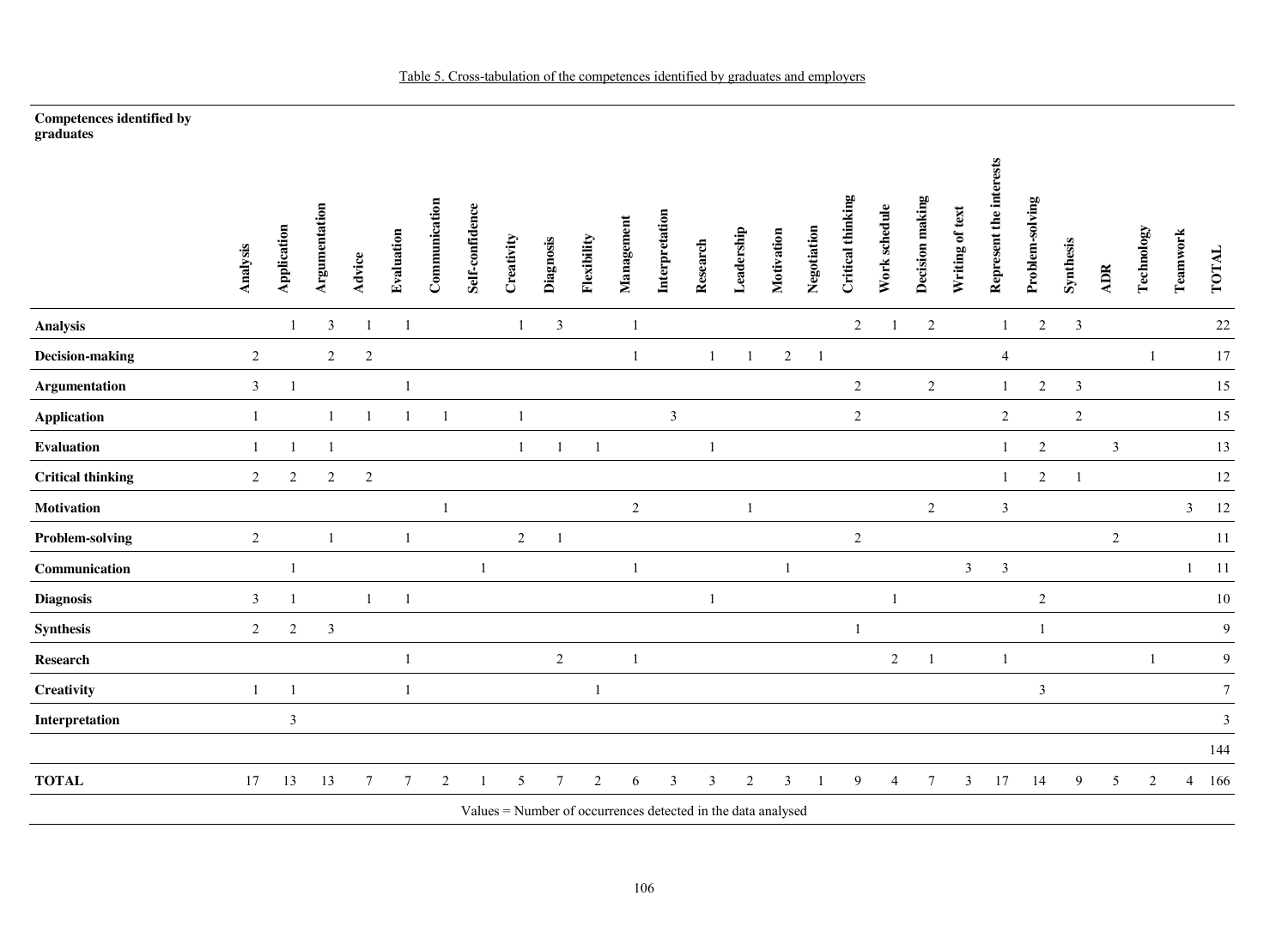Table 5. Cross-tabulation of the competences identified by graduates and employers

| Competences identified by graduates | Analysis | Application | Argumentation | Advice | Evaluation | Communication | Self-confidence | Creativity | Diagnosis | Flexibility | Management | Interpretation | Research | Leadership | Motivation | Negotiation | Critical thinking | Work schedule | Decision making | Writing of text | Represent the interests | Problem-solving | Synthesis | ADR | Technology | Teamwork | TOTAL |
|---|---|---|---|---|---|---|---|---|---|---|---|---|---|---|---|---|---|---|---|---|---|---|---|---|---|---|---|
| **Analysis** | | 1 | 3 | 1 | 1 | | | 1 | 3 | | 1 | | | | | | 2 | 1 | 2 | | 1 | 2 | 3 | | | | 22 |
| **Decision-making** | 2 | | 2 | 2 | | | | | | | 1 | | 1 | 1 | 2 | 1 | | | | | 4 | | | | 1 | | 17 |
| **Argumentation** | 3 | 1 | | | 1 | | | | | | | | | | | | 2 | | 2 | | 1 | 2 | 3 | | | | 15 |
| **Application** | 1 | | 1 | 1 | 1 | 1 | | 1 | | | | 3 | | | | | 2 | | | | 2 | | 2 | | | | 15 |
| **Evaluation** | 1 | 1 | 1 | | | | | 1 | 1 | 1 | | | 1 | | | | | | | | 1 | 2 | | 3 | | | 13 |
| **Critical thinking** | 2 | 2 | 2 | 2 | | | | | | | | | | | | | | | | | 1 | 2 | 1 | | | | 12 |
| **Motivation** | | | | | | 1 | | | | | 2 | | | 1 | | | | | 2 | | 3 | | | | | 3 | 12 |
| **Problem-solving** | 2 | | 1 | | 1 | | | 2 | 1 | | | | | | | | 2 | | | | | | | 2 | | | 11 |
| **Communication** | | 1 | | | | | 1 | | | | 1 | | | | 1 | | | | | 3 | 3 | | | | | 1 | 11 |
| **Diagnosis** | 3 | 1 | | 1 | 1 | | | | | | | | 1 | | | | | 1 | | | | 2 | | | | | 10 |
| **Synthesis** | 2 | 2 | 3 | | | | | | | | | | | | | | 1 | | | | | 1 | | | | | 9 |
| **Research** | | | | | 1 | | | | 2 | | 1 | | | | | | | 2 | 1 | | 1 | | | | 1 | | 9 |
| **Creativity** | 1 | 1 | | | 1 | | | | | 1 | | | | | | | | | | | | 3 | | | | | 7 |
| **Interpretation** | | 3 | | | | | | | | | | | | | | | | | | | | | | | | | 3 |
| | | | | | | | | | | | | | | | | | | | | | | | | | | | 144 |
| **TOTAL** | 17 | 13 | 13 | 7 | 7 | 2 | 1 | 5 | 7 | 2 | 6 | 3 | 3 | 2 | 3 | 1 | 9 | 4 | 7 | 3 | 17 | 14 | 9 | 5 | 2 | 4 | 166 |

Values = Number of occurrences detected in the data analysed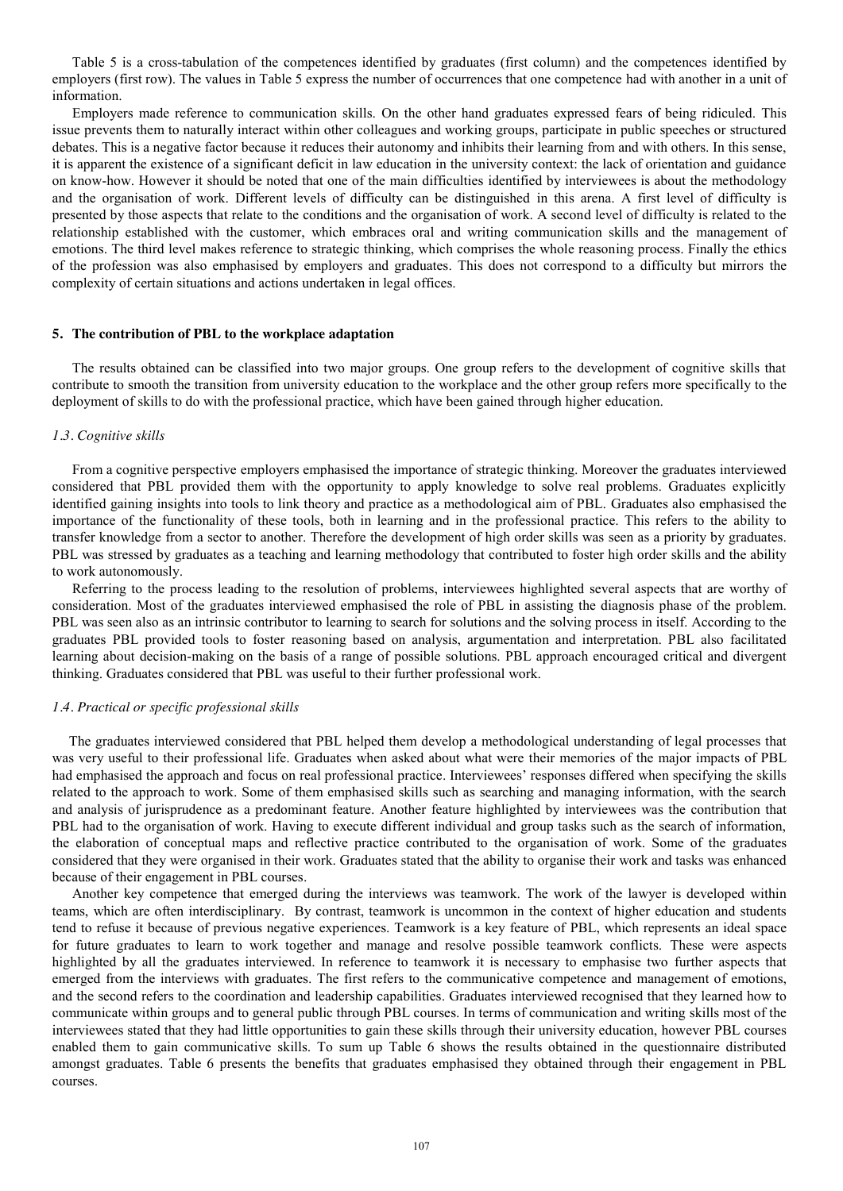Table 5 is a cross-tabulation of the competences identified by graduates (first column) and the competences identified by employers (first row). The values in Table 5 express the number of occurrences that one competence had with another in a unit of information.

Employers made reference to communication skills. On the other hand graduates expressed fears of being ridiculed. This issue prevents them to naturally interact within other colleagues and working groups, participate in public speeches or structured debates. This is a negative factor because it reduces their autonomy and inhibits their learning from and with others. In this sense, it is apparent the existence of a significant deficit in law education in the university context: the lack of orientation and guidance on know-how. However it should be noted that one of the main difficulties identified by interviewees is about the methodology and the organisation of work. Different levels of difficulty can be distinguished in this arena. A first level of difficulty is presented by those aspects that relate to the conditions and the organisation of work. A second level of difficulty is related to the relationship established with the customer, which embraces oral and writing communication skills and the management of emotions. The third level makes reference to strategic thinking, which comprises the whole reasoning process. Finally the ethics of the profession was also emphasised by employers and graduates. This does not correspond to a difficulty but mirrors the complexity of certain situations and actions undertaken in legal offices.

## 5. The contribution of PBL to the workplace adaptation

The results obtained can be classified into two major groups. One group refers to the development of cognitive skills that contribute to smooth the transition from university education to the workplace and the other group refers more specifically to the deployment of skills to do with the professional practice, which have been gained through higher education.

### *1.3. Cognitive skills*

From a cognitive perspective employers emphasised the importance of strategic thinking. Moreover the graduates interviewed considered that PBL provided them with the opportunity to apply knowledge to solve real problems. Graduates explicitly identified gaining insights into tools to link theory and practice as a methodological aim of PBL. Graduates also emphasised the importance of the functionality of these tools, both in learning and in the professional practice. This refers to the ability to transfer knowledge from a sector to another. Therefore the development of high order skills was seen as a priority by graduates. PBL was stressed by graduates as a teaching and learning methodology that contributed to foster high order skills and the ability to work autonomously.

Referring to the process leading to the resolution of problems, interviewees highlighted several aspects that are worthy of consideration. Most of the graduates interviewed emphasised the role of PBL in assisting the diagnosis phase of the problem. PBL was seen also as an intrinsic contributor to learning to search for solutions and the solving process in itself. According to the graduates PBL provided tools to foster reasoning based on analysis, argumentation and interpretation. PBL also facilitated learning about decision-making on the basis of a range of possible solutions. PBL approach encouraged critical and divergent thinking. Graduates considered that PBL was useful to their further professional work.

### *1.4. Practical or specific professional skills*

The graduates interviewed considered that PBL helped them develop a methodological understanding of legal processes that was very useful to their professional life. Graduates when asked about what were their memories of the major impacts of PBL had emphasised the approach and focus on real professional practice. Interviewees' responses differed when specifying the skills related to the approach to work. Some of them emphasised skills such as searching and managing information, with the search and analysis of jurisprudence as a predominant feature. Another feature highlighted by interviewees was the contribution that PBL had to the organisation of work. Having to execute different individual and group tasks such as the search of information, the elaboration of conceptual maps and reflective practice contributed to the organisation of work. Some of the graduates considered that they were organised in their work. Graduates stated that the ability to organise their work and tasks was enhanced because of their engagement in PBL courses.

Another key competence that emerged during the interviews was teamwork. The work of the lawyer is developed within teams, which are often interdisciplinary. By contrast, teamwork is uncommon in the context of higher education and students tend to refuse it because of previous negative experiences. Teamwork is a key feature of PBL, which represents an ideal space for future graduates to learn to work together and manage and resolve possible teamwork conflicts. These were aspects highlighted by all the graduates interviewed. In reference to teamwork it is necessary to emphasise two further aspects that emerged from the interviews with graduates. The first refers to the communicative competence and management of emotions, and the second refers to the coordination and leadership capabilities. Graduates interviewed recognised that they learned how to communicate within groups and to general public through PBL courses. In terms of communication and writing skills most of the interviewees stated that they had little opportunities to gain these skills through their university education, however PBL courses enabled them to gain communicative skills. To sum up Table 6 shows the results obtained in the questionnaire distributed amongst graduates. Table 6 presents the benefits that graduates emphasised they obtained through their engagement in PBL courses.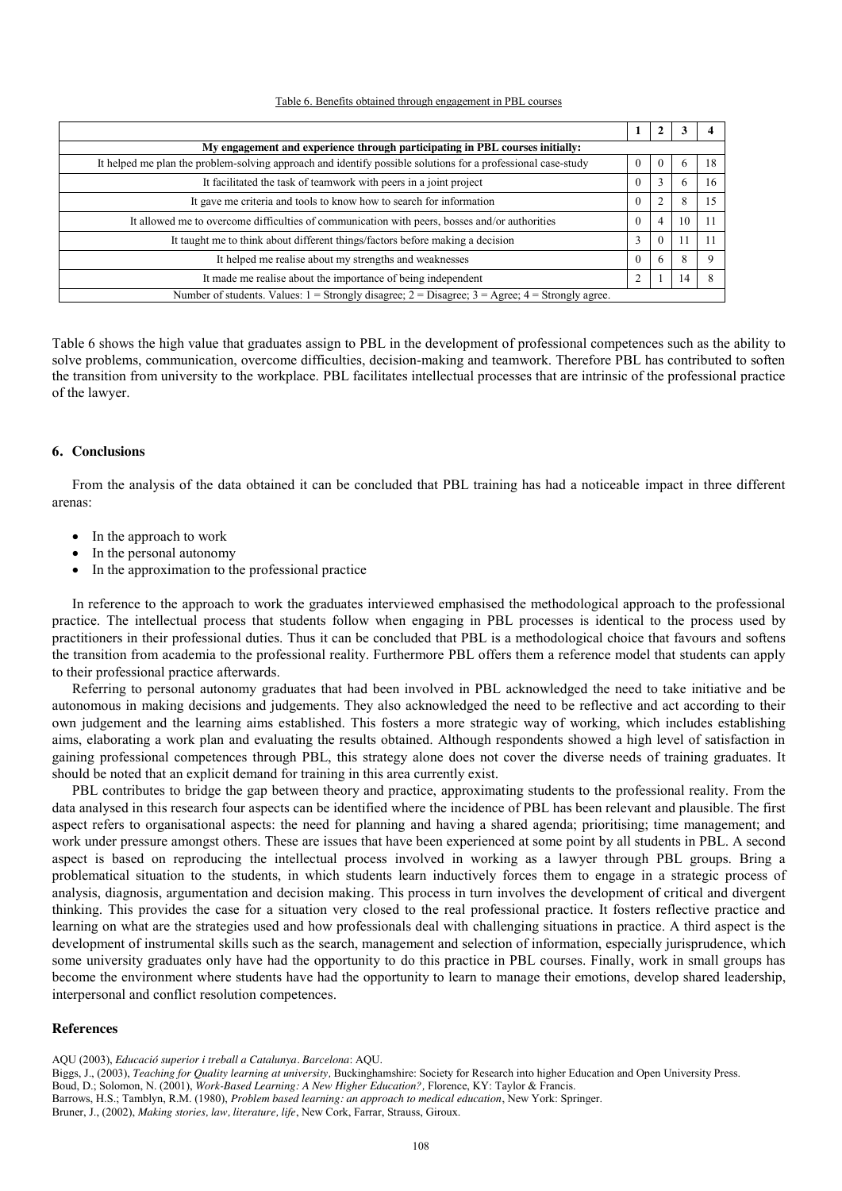Table 6. Benefits obtained through engagement in PBL courses

| | 1 | 2 | 3 | 4 |
|---|---|---|---|---|
| **My engagement and experience through participating in PBL courses initially:** | | | | |
| It helped me plan the problem-solving approach and identify possible solutions for a professional case-study | 0 | 0 | 6 | 18 |
| It facilitated the task of teamwork with peers in a joint project | 0 | 3 | 6 | 16 |
| It gave me criteria and tools to know how to search for information | 0 | 2 | 8 | 15 |
| It allowed me to overcome difficulties of communication with peers, bosses and/or authorities | 0 | 4 | 10 | 11 |
| It taught me to think about different things/factors before making a decision | 3 | 0 | 11 | 11 |
| It helped me realise about my strengths and weaknesses | 0 | 6 | 8 | 9 |
| It made me realise about the importance of being independent | 2 | 1 | 14 | 8 |
| Number of students. Values: 1 = Strongly disagree; 2 = Disagree; 3 = Agree; 4 = Strongly agree. | | | | |

Table 6 shows the high value that graduates assign to PBL in the development of professional competences such as the ability to solve problems, communication, overcome difficulties, decision-making and teamwork. Therefore PBL has contributed to soften the transition from university to the workplace. PBL facilitates intellectual processes that are intrinsic of the professional practice of the lawyer.

## 6. Conclusions

From the analysis of the data obtained it can be concluded that PBL training has had a noticeable impact in three different arenas:

- In the approach to work
- In the personal autonomy
- In the approximation to the professional practice

In reference to the approach to work the graduates interviewed emphasised the methodological approach to the professional practice. The intellectual process that students follow when engaging in PBL processes is identical to the process used by practitioners in their professional duties. Thus it can be concluded that PBL is a methodological choice that favours and softens the transition from academia to the professional reality. Furthermore PBL offers them a reference model that students can apply to their professional practice afterwards.

Referring to personal autonomy graduates that had been involved in PBL acknowledged the need to take initiative and be autonomous in making decisions and judgements. They also acknowledged the need to be reflective and act according to their own judgement and the learning aims established. This fosters a more strategic way of working, which includes establishing aims, elaborating a work plan and evaluating the results obtained. Although respondents showed a high level of satisfaction in gaining professional competences through PBL, this strategy alone does not cover the diverse needs of training graduates. It should be noted that an explicit demand for training in this area currently exist.

PBL contributes to bridge the gap between theory and practice, approximating students to the professional reality. From the data analysed in this research four aspects can be identified where the incidence of PBL has been relevant and plausible. The first aspect refers to organisational aspects: the need for planning and having a shared agenda; prioritising; time management; and work under pressure amongst others. These are issues that have been experienced at some point by all students in PBL. A second aspect is based on reproducing the intellectual process involved in working as a lawyer through PBL groups. Bring a problematical situation to the students, in which students learn inductively forces them to engage in a strategic process of analysis, diagnosis, argumentation and decision making. This process in turn involves the development of critical and divergent thinking. This provides the case for a situation very closed to the real professional practice. It fosters reflective practice and learning on what are the strategies used and how professionals deal with challenging situations in practice. A third aspect is the development of instrumental skills such as the search, management and selection of information, especially jurisprudence, which some university graduates only have had the opportunity to do this practice in PBL courses. Finally, work in small groups has become the environment where students have had the opportunity to learn to manage their emotions, develop shared leadership, interpersonal and conflict resolution competences.

## References

AQU (2003), *Educació superior i treball a Catalunya*. *Barcelona*: AQU.

Biggs, J., (2003), *Teaching for Quality learning at university,* Buckinghamshire: Society for Research into higher Education and Open University Press.

Boud, D.; Solomon, N. (2001), *Work-Based Learning: A New Higher Education?,* Florence, KY: Taylor & Francis.

Barrows, H.S.; Tamblyn, R.M. (1980), *Problem based learning: an approach to medical education*, New York: Springer.

Bruner, J., (2002), *Making stories, law, literature, life*, New Cork, Farrar, Strauss, Giroux.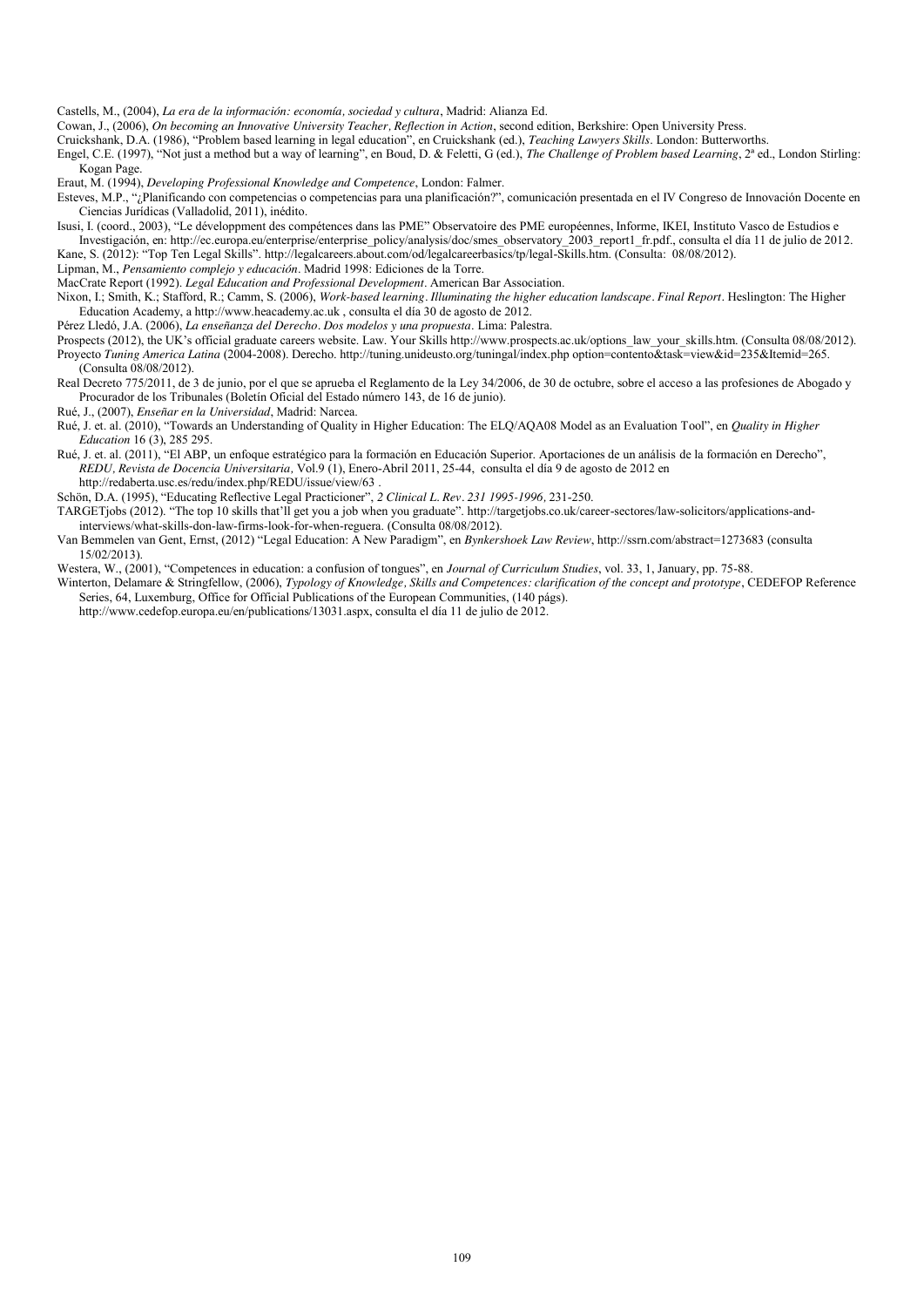Castells, M., (2004), *La era de la información: economía, sociedad y cultura*, Madrid: Alianza Ed.

Cowan, J., (2006), *On becoming an Innovative University Teacher, Reflection in Action*, second edition, Berkshire: Open University Press.

Cruickshank, D.A. (1986), "Problem based learning in legal education", en Cruickshank (ed.), *Teaching Lawyers Skills*. London: Butterworths.

Engel, C.E. (1997), "Not just a method but a way of learning", en Boud, D. & Feletti, G (ed.), *The Challenge of Problem based Learning*, 2ª ed., London Stirling: Kogan Page.

Eraut, M. (1994), *Developing Professional Knowledge and Competence*, London: Falmer.

Esteves, M.P., "¿Planificando con competencias o competencias para una planificación?", comunicación presentada en el IV Congreso de Innovación Docente en Ciencias Jurídicas (Valladolid, 2011), inédito.

Isusi, I. (coord., 2003), "Le développment des compétences dans las PME" Observatoire des PME européennes, Informe, IKEI, Instituto Vasco de Estudios e Investigación, en: http://ec.europa.eu/enterprise/enterprise_policy/analysis/doc/smes_observatory_2003_report1_fr.pdf., consulta el día 11 de julio de 2012.

Kane, S. (2012): "Top Ten Legal Skills". http://legalcareers.about.com/od/legalcareerbasics/tp/legal-Skills.htm. (Consulta: 08/08/2012).

Lipman, M., *Pensamiento complejo y educación*. Madrid 1998: Ediciones de la Torre.

MacCrate Report (1992). *Legal Education and Professional Development*. American Bar Association.

Nixon, I.; Smith, K.; Stafford, R.; Camm, S. (2006), *Work-based learning*. *Illuminating the higher education landscape*. *Final Report*. Heslington: The Higher Education Academy, a http://www.heacademy.ac.uk , consulta el día 30 de agosto de 2012.

Pérez Lledó, J.A. (2006), *La enseñanza del Derecho*. *Dos modelos y una propuesta*. Lima: Palestra.

Prospects (2012), the UK's official graduate careers website. Law. Your Skills http://www.prospects.ac.uk/options_law_your_skills.htm. (Consulta 08/08/2012).

Proyecto *Tuning America Latina* (2004-2008). Derecho. http://tuning.unideusto.org/tuningal/index.php option=contento&task=view&id=235&Itemid=265. (Consulta 08/08/2012).

Real Decreto 775/2011, de 3 de junio, por el que se aprueba el Reglamento de la Ley 34/2006, de 30 de octubre, sobre el acceso a las profesiones de Abogado y Procurador de los Tribunales (Boletín Oficial del Estado número 143, de 16 de junio).

Rué, J., (2007), *Enseñar en la Universidad*, Madrid: Narcea.

Rué, J. et. al. (2010), "Towards an Understanding of Quality in Higher Education: The ELQ/AQA08 Model as an Evaluation Tool", en *Quality in Higher Education* 16 (3), 285 295.

Rué, J. et. al. (2011), "El ABP, un enfoque estratégico para la formación en Educación Superior. Aportaciones de un análisis de la formación en Derecho", *REDU, Revista de Docencia Universitaria,* Vol.9 (1), Enero-Abril 2011, 25-44, consulta el día 9 de agosto de 2012 en http://redaberta.usc.es/redu/index.php/REDU/issue/view/63 .

Schön, D.A. (1995), "Educating Reflective Legal Practicioner", *2 Clinical L. Rev*. *231 1995-1996,* 231-250.

TARGETjobs (2012). "The top 10 skills that'll get you a job when you graduate". http://targetjobs.co.uk/career-sectores/law-solicitors/applications-and-interviews/what-skills-don-law-firms-look-for-when-reguera. (Consulta 08/08/2012).

Van Bemmelen van Gent, Ernst, (2012) "Legal Education: A New Paradigm", en *Bynkershoek Law Review*, http://ssrn.com/abstract=1273683 (consulta 15/02/2013).

Westera, W., (2001), "Competences in education: a confusion of tongues", en *Journal of Curriculum Studies*, vol. 33, 1, January, pp. 75-88.

Winterton, Delamare & Stringfellow, (2006), *Typology of Knowledge, Skills and Competences: clarification of the concept and prototype*, CEDEFOP Reference Series, 64, Luxemburg, Office for Official Publications of the European Communities, (140 págs). http://www.cedefop.europa.eu/en/publications/13031.aspx, consulta el día 11 de julio de 2012.